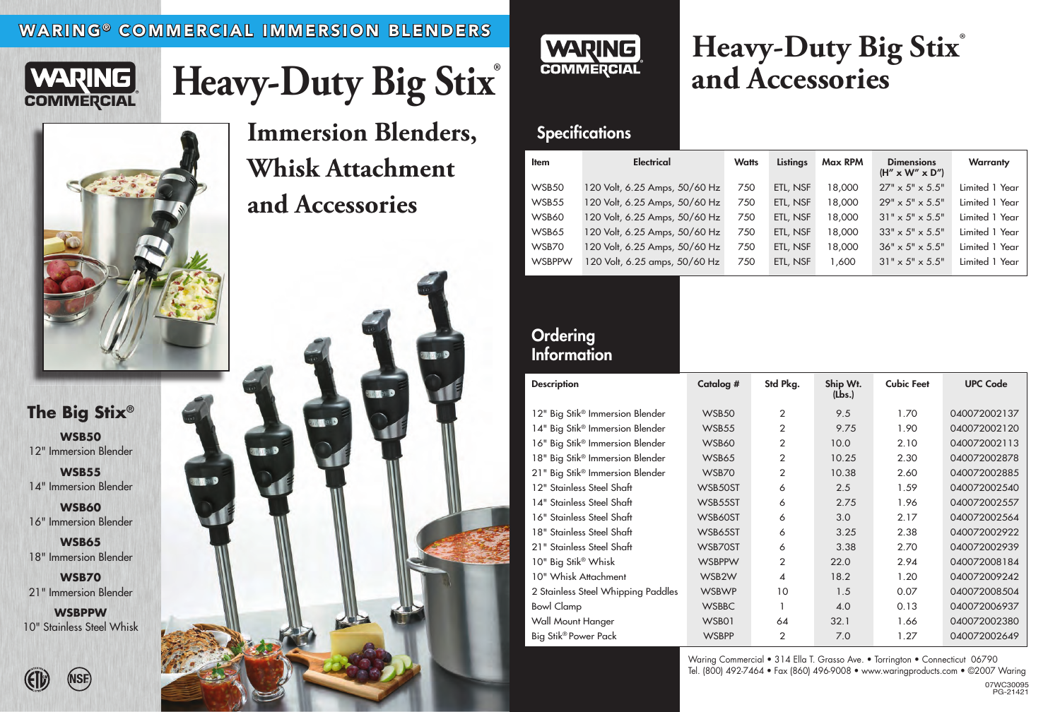# WARING® COMMERCIAL IMMERSION BLENDERS

WARING COMMERCIAL

# Heavy-Duty Big Stix®

## Immersion Blenders, Whisk Attachment and Accessories

### The Big Stix®

**WSB50**
12" Immersion Blender

**WSB55**
14" Immersion Blender

**WSB60**
16" Immersion Blender

**WSB65**
18" Immersion Blender

**WSB70**
21" Immersion Blender

**WSBPPW**
10" Stainless Steel Whisk

WARING COMMERCIAL

# Heavy-Duty Big Stix® and Accessories

## Specifications

| Item | Electrical | Watts | Listings | Max RPM | Dimensions (H" x W" x D") | Warranty |
|---|---|---|---|---|---|---|
| WSB50 | 120 Volt, 6.25 Amps, 50/60 Hz | 750 | ETL, NSF | 18,000 | 27" x 5" x 5.5" | Limited 1 Year |
| WSB55 | 120 Volt, 6.25 Amps, 50/60 Hz | 750 | ETL, NSF | 18,000 | 29" x 5" x 5.5" | Limited 1 Year |
| WSB60 | 120 Volt, 6.25 Amps, 50/60 Hz | 750 | ETL, NSF | 18,000 | 31" x 5" x 5.5" | Limited 1 Year |
| WSB65 | 120 Volt, 6.25 Amps, 50/60 Hz | 750 | ETL, NSF | 18,000 | 33" x 5" x 5.5" | Limited 1 Year |
| WSB70 | 120 Volt, 6.25 Amps, 50/60 Hz | 750 | ETL, NSF | 18,000 | 36" x 5" x 5.5" | Limited 1 Year |
| WSBPPW | 120 Volt, 6.25 amps, 50/60 Hz | 750 | ETL, NSF | 1,600 | 31" x 5" x 5.5" | Limited 1 Year |

## Ordering Information

| Description | Catalog # | Std Pkg. | Ship Wt. (Lbs.) | Cubic Feet | UPC Code |
|---|---|---|---|---|---|
| 12" Big Stik® Immersion Blender | WSB50 | 2 | 9.5 | 1.70 | 040072002137 |
| 14" Big Stik® Immersion Blender | WSB55 | 2 | 9.75 | 1.90 | 040072002120 |
| 16" Big Stik® Immersion Blender | WSB60 | 2 | 10.0 | 2.10 | 040072002113 |
| 18" Big Stik® Immersion Blender | WSB65 | 2 | 10.25 | 2.30 | 040072002878 |
| 21" Big Stik® Immersion Blender | WSB70 | 2 | 10.38 | 2.60 | 040072002885 |
| 12" Stainless Steel Shaft | WSB50ST | 6 | 2.5 | 1.59 | 040072002540 |
| 14" Stainless Steel Shaft | WSB55ST | 6 | 2.75 | 1.96 | 040072002557 |
| 16" Stainless Steel Shaft | WSB60ST | 6 | 3.0 | 2.17 | 040072002564 |
| 18" Stainless Steel Shaft | WSB65ST | 6 | 3.25 | 2.38 | 040072002922 |
| 21" Stainless Steel Shaft | WSB70ST | 6 | 3.38 | 2.70 | 040072002939 |
| 10" Big Stik® Whisk | WSBPPW | 2 | 22.0 | 2.94 | 040072008184 |
| 10" Whisk Attachment | WSB2W | 4 | 18.2 | 1.20 | 040072009242 |
| 2 Stainless Steel Whipping Paddles | WSBWP | 10 | 1.5 | 0.07 | 040072008504 |
| Bowl Clamp | WSBBC | 1 | 4.0 | 0.13 | 040072006937 |
| Wall Mount Hanger | WSB01 | 64 | 32.1 | 1.66 | 040072002380 |
| Big Stik® Power Pack | WSBPP | 2 | 7.0 | 1.27 | 040072002649 |

Waring Commercial • 314 Ella T. Grasso Ave. • Torrington • Connecticut 06790
Tel. (800) 492-7464 • Fax (860) 496-9008 • www.waringproducts.com • ©2007 Waring

07WC30095
PG-21421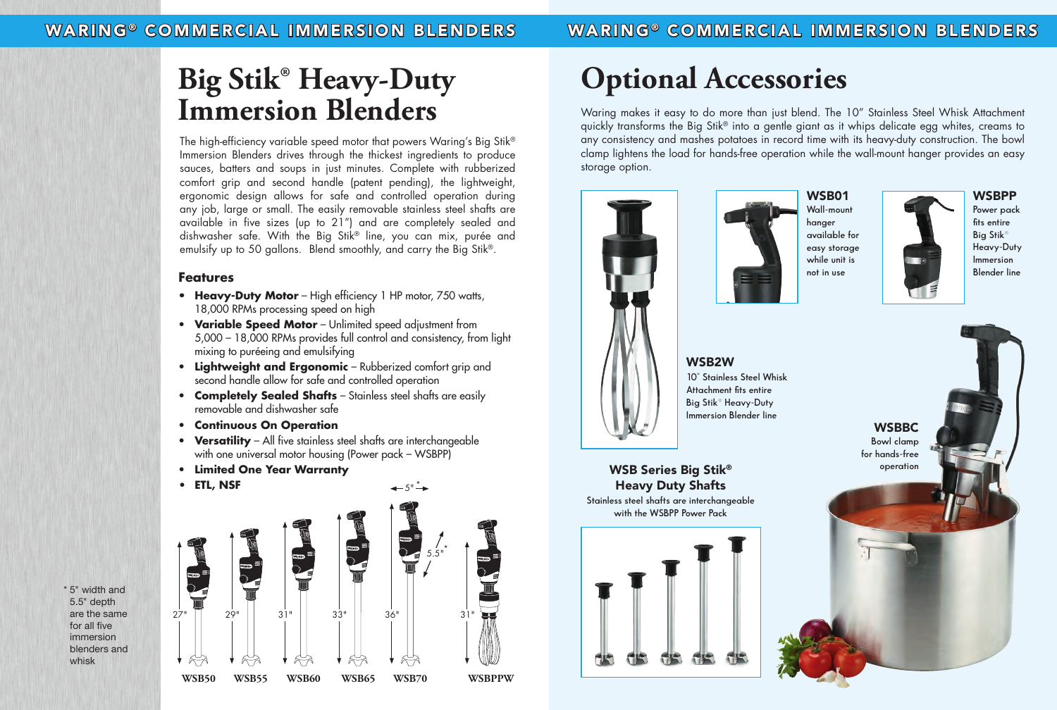# Big Stik® Heavy-Duty Immersion Blenders

The high-efficiency variable speed motor that powers Waring's Big Stik® Immersion Blenders drives through the thickest ingredients to produce sauces, batters and soups in just minutes. Complete with rubberized comfort grip and second handle (patent pending), the lightweight, ergonomic design allows for safe and controlled operation during any job, large or small. The easily removable stainless steel shafts are available in five sizes (up to 21") and are completely sealed and dishwasher safe. With the Big Stik® line, you can mix, purée and emulsify up to 50 gallons. Blend smoothly, and carry the Big Stik®.

### Features

- **Heavy-Duty Motor** – High efficiency 1 HP motor, 750 watts, 18,000 RPMs processing speed on high
- **Variable Speed Motor** – Unlimited speed adjustment from 5,000 – 18,000 RPMs provides full control and consistency, from light mixing to puréeing and emulsifying
- **Lightweight and Ergonomic** – Rubberized comfort grip and second handle allow for safe and controlled operation
- **Completely Sealed Shafts** – Stainless steel shafts are easily removable and dishwasher safe
- **Continuous On Operation**
- **Versatility** – All five stainless steel shafts are interchangeable with one universal motor housing (Power pack – WSBPP)
- **Limited One Year Warranty**
- **ETL, NSF**

5"*

5.5"*

27" WSB50

29" WSB55

31" WSB60

33" WSB65

36" WSB70

31" WSBPPW

* 5" width and 5.5" depth are the same for all five immersion blenders and whisk

# Optional Accessories

Waring makes it easy to do more than just blend. The 10" Stainless Steel Whisk Attachment quickly transforms the Big Stik® into a gentle giant as it whips delicate egg whites, creams to any consistency and mashes potatoes in record time with its heavy-duty construction. The bowl clamp lightens the load for hands-free operation while the wall-mount hanger provides an easy storage option.

**WSB01**
Wall-mount hanger available for easy storage while unit is not in use

**WSBPP**
Power pack fits entire Big Stik® Heavy-Duty Immersion Blender line

**WSB2W**
10" Stainless Steel Whisk Attachment fits entire Big Stik® Heavy-Duty Immersion Blender line

**WSBBC**
Bowl clamp for hands-free operation

**WSB Series Big Stik® Heavy Duty Shafts**
Stainless steel shafts are interchangeable with the WSBPP Power Pack